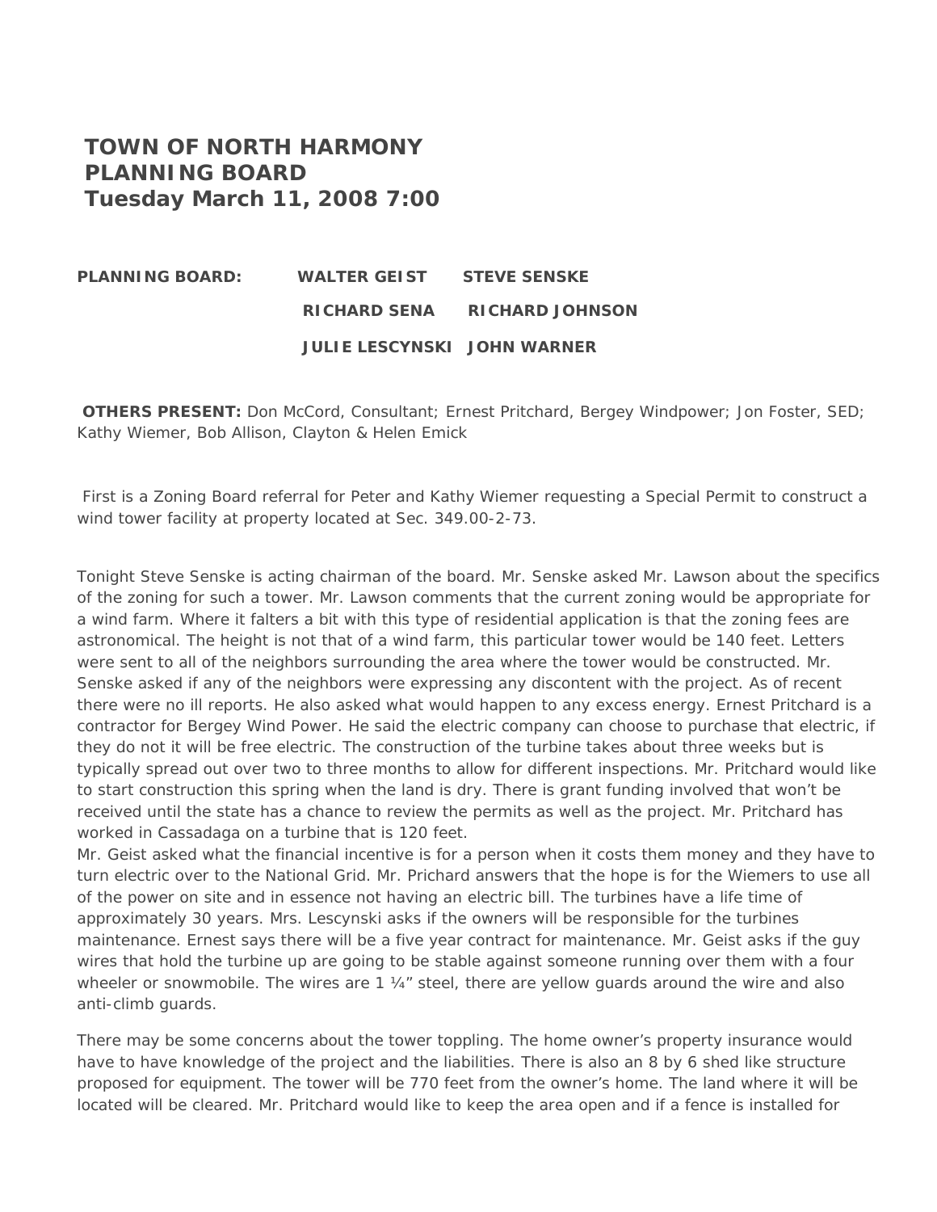# TOWN OF NORTH HARMONY
# PLANNING BOARD
# Tuesday March 11, 2008 7:00

**PLANNING BOARD:** **WALTER GEIST** **STEVE SENSKE**

**RICHARD SENA** **RICHARD JOHNSON**

**JULIE LESCYNSKI** **JOHN WARNER**

**OTHERS PRESENT:** Don McCord, Consultant; Ernest Pritchard, Bergey Windpower; Jon Foster, SED; Kathy Wiemer, Bob Allison, Clayton & Helen Emick

First is a Zoning Board referral for Peter and Kathy Wiemer requesting a Special Permit to construct a wind tower facility at property located at Sec. 349.00-2-73.

Tonight Steve Senske is acting chairman of the board. Mr. Senske asked Mr. Lawson about the specifics of the zoning for such a tower. Mr. Lawson comments that the current zoning would be appropriate for a wind farm. Where it falters a bit with this type of residential application is that the zoning fees are astronomical. The height is not that of a wind farm, this particular tower would be 140 feet. Letters were sent to all of the neighbors surrounding the area where the tower would be constructed. Mr. Senske asked if any of the neighbors were expressing any discontent with the project. As of recent there were no ill reports. He also asked what would happen to any excess energy. Ernest Pritchard is a contractor for Bergey Wind Power. He said the electric company can choose to purchase that electric, if they do not it will be free electric. The construction of the turbine takes about three weeks but is typically spread out over two to three months to allow for different inspections. Mr. Pritchard would like to start construction this spring when the land is dry. There is grant funding involved that won't be received until the state has a chance to review the permits as well as the project. Mr. Pritchard has worked in Cassadaga on a turbine that is 120 feet.
Mr. Geist asked what the financial incentive is for a person when it costs them money and they have to turn electric over to the National Grid. Mr. Prichard answers that the hope is for the Wiemers to use all of the power on site and in essence not having an electric bill. The turbines have a life time of approximately 30 years. Mrs. Lescynski asks if the owners will be responsible for the turbines maintenance. Ernest says there will be a five year contract for maintenance. Mr. Geist asks if the guy wires that hold the turbine up are going to be stable against someone running over them with a four wheeler or snowmobile. The wires are 1 ¼" steel, there are yellow guards around the wire and also anti-climb guards.

There may be some concerns about the tower toppling. The home owner's property insurance would have to have knowledge of the project and the liabilities. There is also an 8 by 6 shed like structure proposed for equipment. The tower will be 770 feet from the owner's home. The land where it will be located will be cleared. Mr. Pritchard would like to keep the area open and if a fence is installed for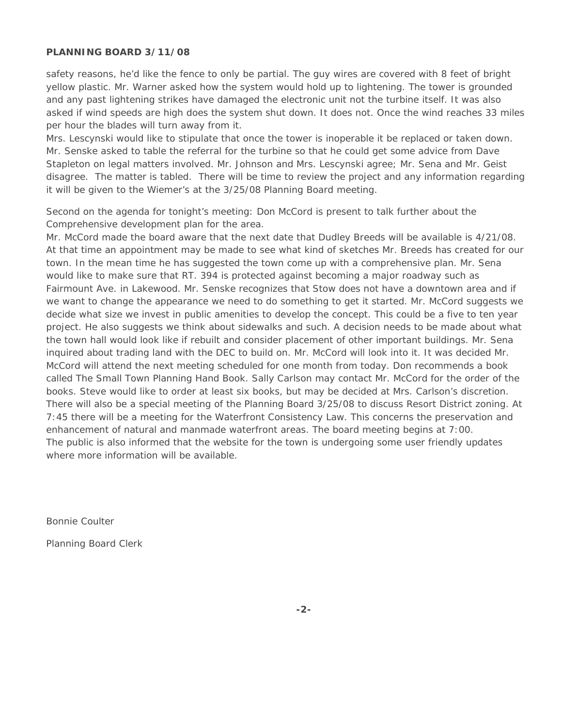safety reasons, he'd like the fence to only be partial. The guy wires are covered with 8 feet of bright yellow plastic. Mr. Warner asked how the system would hold up to lightening. The tower is grounded and any past lightening strikes have damaged the electronic unit not the turbine itself. It was also asked if wind speeds are high does the system shut down. It does not. Once the wind reaches 33 miles per hour the blades will turn away from it.

Mrs. Lescynski would like to stipulate that once the tower is inoperable it be replaced or taken down. Mr. Senske asked to table the referral for the turbine so that he could get some advice from Dave Stapleton on legal matters involved. Mr. Johnson and Mrs. Lescynski agree; Mr. Sena and Mr. Geist disagree. The matter is tabled. There will be time to review the project and any information regarding it will be given to the Wiemer's at the 3/25/08 Planning Board meeting.

Second on the agenda for tonight's meeting: Don McCord is present to talk further about the Comprehensive development plan for the area.

Mr. McCord made the board aware that the next date that Dudley Breeds will be available is 4/21/08. At that time an appointment may be made to see what kind of sketches Mr. Breeds has created for our town. In the mean time he has suggested the town come up with a comprehensive plan. Mr. Sena would like to make sure that RT. 394 is protected against becoming a major roadway such as Fairmount Ave. in Lakewood. Mr. Senske recognizes that Stow does not have a downtown area and if we want to change the appearance we need to do something to get it started. Mr. McCord suggests we decide what size we invest in public amenities to develop the concept. This could be a five to ten year project. He also suggests we think about sidewalks and such. A decision needs to be made about what the town hall would look like if rebuilt and consider placement of other important buildings. Mr. Sena inquired about trading land with the DEC to build on. Mr. McCord will look into it. It was decided Mr. McCord will attend the next meeting scheduled for one month from today. Don recommends a book called The Small Town Planning Hand Book. Sally Carlson may contact Mr. McCord for the order of the books. Steve would like to order at least six books, but may be decided at Mrs. Carlson's discretion. There will also be a special meeting of the Planning Board 3/25/08 to discuss Resort District zoning. At 7:45 there will be a meeting for the Waterfront Consistency Law. This concerns the preservation and enhancement of natural and manmade waterfront areas. The board meeting begins at 7:00. The public is also informed that the website for the town is undergoing some user friendly updates where more information will be available.

Bonnie Coulter

Planning Board Clerk